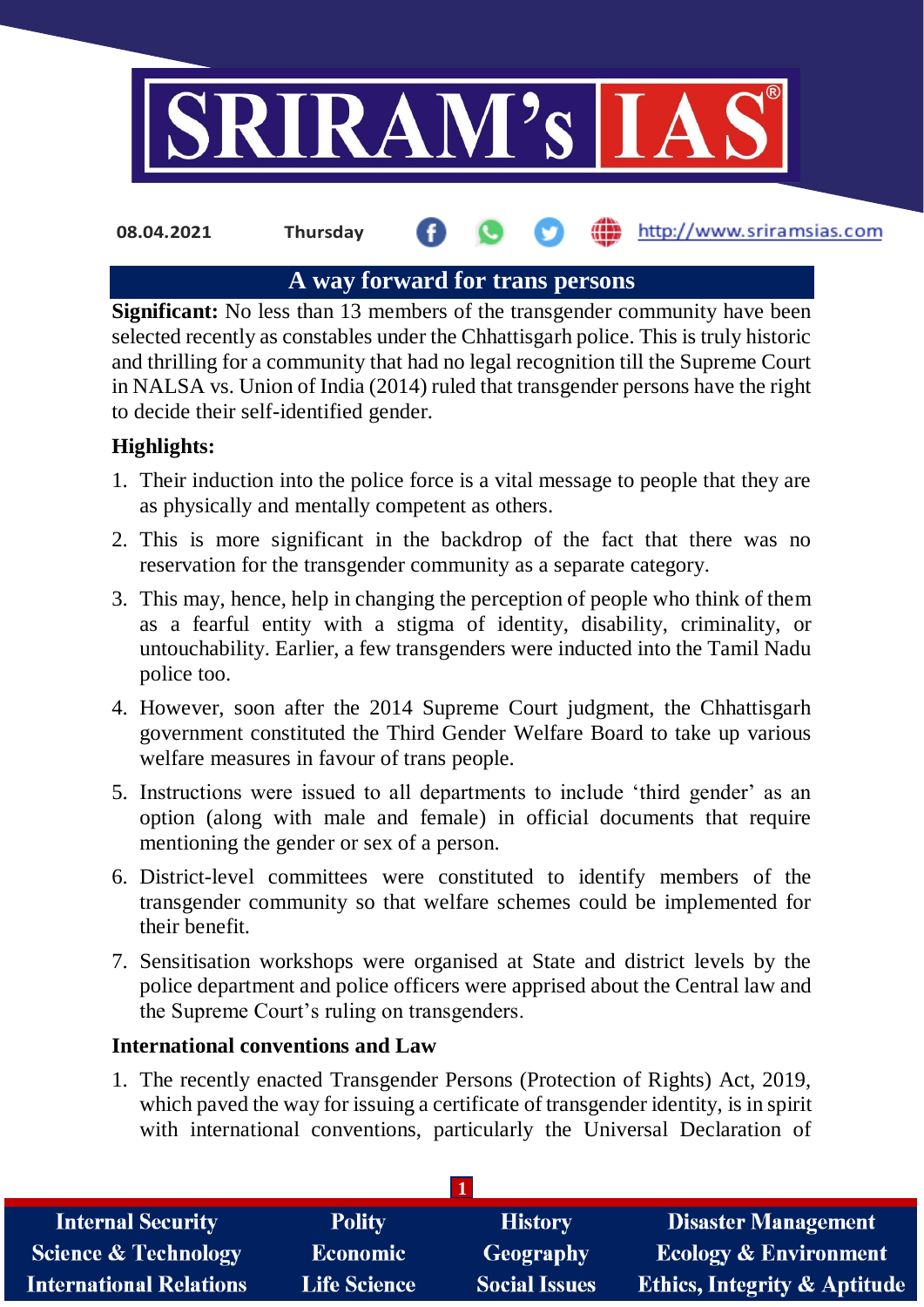08.04.2021 Thursday http://www.sriramsias.com

# A way forward for trans persons

**Significant:** No less than 13 members of the transgender community have been selected recently as constables under the Chhattisgarh police. This is truly historic and thrilling for a community that had no legal recognition till the Supreme Court in NALSA vs. Union of India (2014) ruled that transgender persons have the right to decide their self-identified gender.

## Highlights:

1. Their induction into the police force is a vital message to people that they are as physically and mentally competent as others.
2. This is more significant in the backdrop of the fact that there was no reservation for the transgender community as a separate category.
3. This may, hence, help in changing the perception of people who think of them as a fearful entity with a stigma of identity, disability, criminality, or untouchability. Earlier, a few transgenders were inducted into the Tamil Nadu police too.
4. However, soon after the 2014 Supreme Court judgment, the Chhattisgarh government constituted the Third Gender Welfare Board to take up various welfare measures in favour of trans people.
5. Instructions were issued to all departments to include 'third gender' as an option (along with male and female) in official documents that require mentioning the gender or sex of a person.
6. District-level committees were constituted to identify members of the transgender community so that welfare schemes could be implemented for their benefit.
7. Sensitisation workshops were organised at State and district levels by the police department and police officers were apprised about the Central law and the Supreme Court's ruling on transgenders.

## International conventions and Law

1. The recently enacted Transgender Persons (Protection of Rights) Act, 2019, which paved the way for issuing a certificate of transgender identity, is in spirit with international conventions, particularly the Universal Declaration of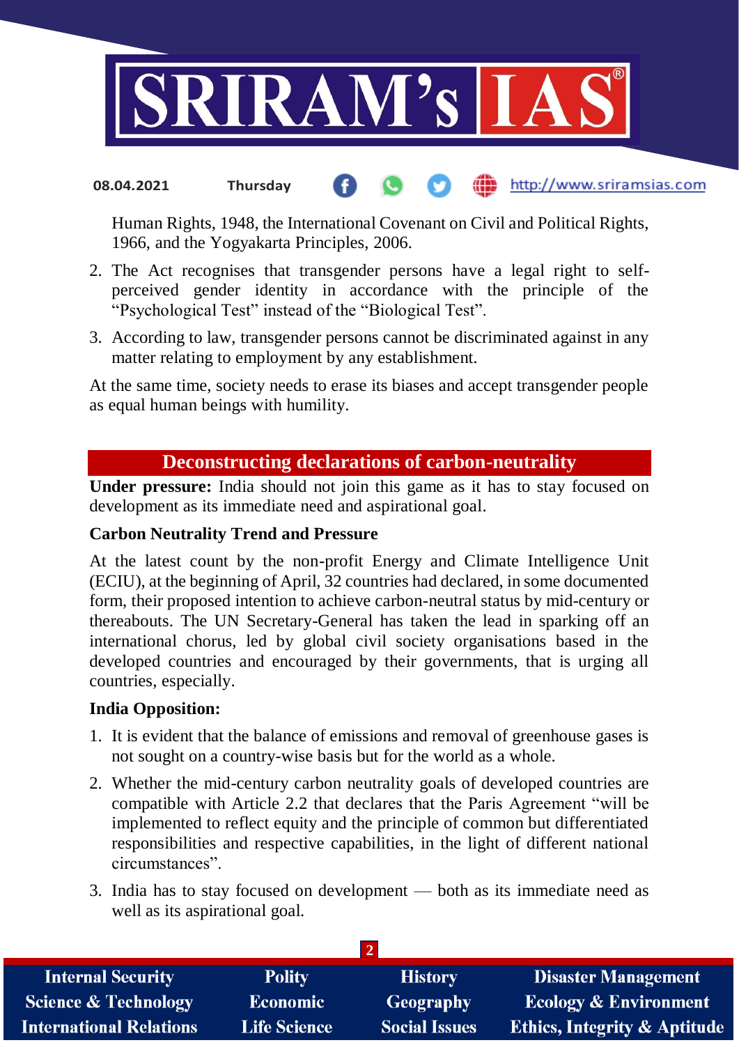Human Rights, 1948, the International Covenant on Civil and Political Rights, 1966, and the Yogyakarta Principles, 2006.

2. The Act recognises that transgender persons have a legal right to self-perceived gender identity in accordance with the principle of the "Psychological Test" instead of the "Biological Test".
3. According to law, transgender persons cannot be discriminated against in any matter relating to employment by any establishment.

At the same time, society needs to erase its biases and accept transgender people as equal human beings with humility.

## Deconstructing declarations of carbon-neutrality

**Under pressure:** India should not join this game as it has to stay focused on development as its immediate need and aspirational goal.

**Carbon Neutrality Trend and Pressure**

At the latest count by the non-profit Energy and Climate Intelligence Unit (ECIU), at the beginning of April, 32 countries had declared, in some documented form, their proposed intention to achieve carbon-neutral status by mid-century or thereabouts. The UN Secretary-General has taken the lead in sparking off an international chorus, led by global civil society organisations based in the developed countries and encouraged by their governments, that is urging all countries, especially.

**India Opposition:**

1. It is evident that the balance of emissions and removal of greenhouse gases is not sought on a country-wise basis but for the world as a whole.
2. Whether the mid-century carbon neutrality goals of developed countries are compatible with Article 2.2 that declares that the Paris Agreement "will be implemented to reflect equity and the principle of common but differentiated responsibilities and respective capabilities, in the light of different national circumstances".
3. India has to stay focused on development — both as its immediate need as well as its aspirational goal.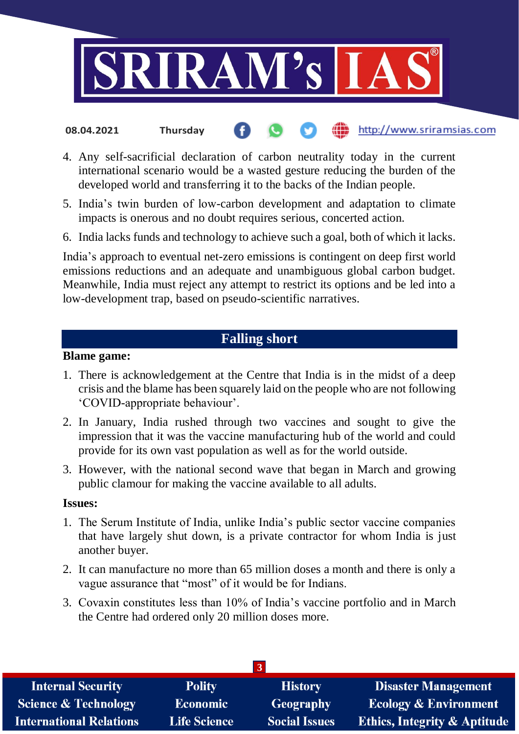4. Any self-sacrificial declaration of carbon neutrality today in the current international scenario would be a wasted gesture reducing the burden of the developed world and transferring it to the backs of the Indian people.
5. India's twin burden of low-carbon development and adaptation to climate impacts is onerous and no doubt requires serious, concerted action.
6. India lacks funds and technology to achieve such a goal, both of which it lacks.

India's approach to eventual net-zero emissions is contingent on deep first world emissions reductions and an adequate and unambiguous global carbon budget. Meanwhile, India must reject any attempt to restrict its options and be led into a low-development trap, based on pseudo-scientific narratives.

## Falling short

**Blame game:**

1. There is acknowledgement at the Centre that India is in the midst of a deep crisis and the blame has been squarely laid on the people who are not following 'COVID-appropriate behaviour'.
2. In January, India rushed through two vaccines and sought to give the impression that it was the vaccine manufacturing hub of the world and could provide for its own vast population as well as for the world outside.
3. However, with the national second wave that began in March and growing public clamour for making the vaccine available to all adults.

**Issues:**

1. The Serum Institute of India, unlike India's public sector vaccine companies that have largely shut down, is a private contractor for whom India is just another buyer.
2. It can manufacture no more than 65 million doses a month and there is only a vague assurance that "most" of it would be for Indians.
3. Covaxin constitutes less than 10% of India's vaccine portfolio and in March the Centre had ordered only 20 million doses more.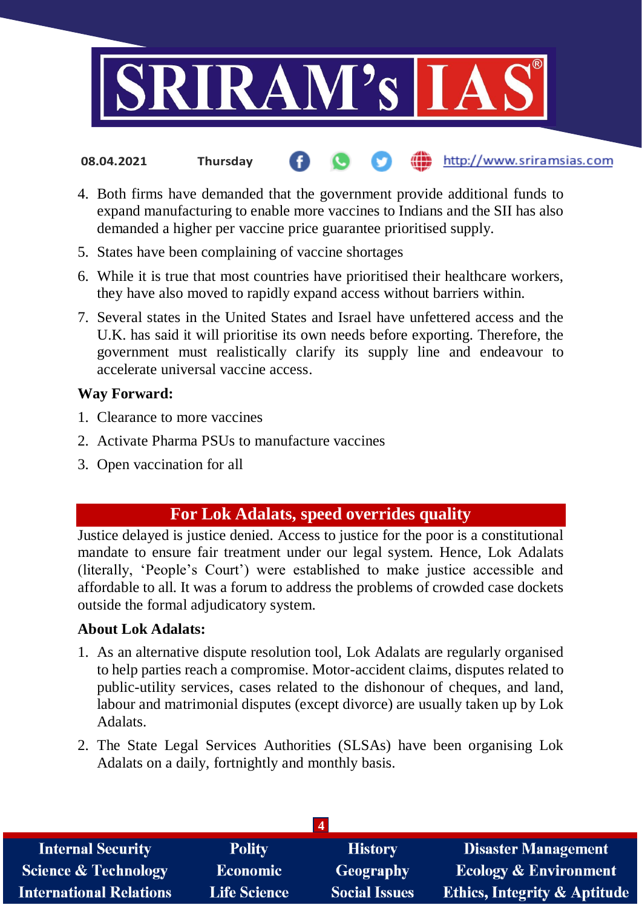4. Both firms have demanded that the government provide additional funds to expand manufacturing to enable more vaccines to Indians and the SII has also demanded a higher per vaccine price guarantee prioritised supply.
5. States have been complaining of vaccine shortages
6. While it is true that most countries have prioritised their healthcare workers, they have also moved to rapidly expand access without barriers within.
7. Several states in the United States and Israel have unfettered access and the U.K. has said it will prioritise its own needs before exporting. Therefore, the government must realistically clarify its supply line and endeavour to accelerate universal vaccine access.

**Way Forward:**

1. Clearance to more vaccines
2. Activate Pharma PSUs to manufacture vaccines
3. Open vaccination for all

## For Lok Adalats, speed overrides quality

Justice delayed is justice denied. Access to justice for the poor is a constitutional mandate to ensure fair treatment under our legal system. Hence, Lok Adalats (literally, 'People's Court') were established to make justice accessible and affordable to all. It was a forum to address the problems of crowded case dockets outside the formal adjudicatory system.

**About Lok Adalats:**

1. As an alternative dispute resolution tool, Lok Adalats are regularly organised to help parties reach a compromise. Motor-accident claims, disputes related to public-utility services, cases related to the dishonour of cheques, and land, labour and matrimonial disputes (except divorce) are usually taken up by Lok Adalats.
2. The State Legal Services Authorities (SLSAs) have been organising Lok Adalats on a daily, fortnightly and monthly basis.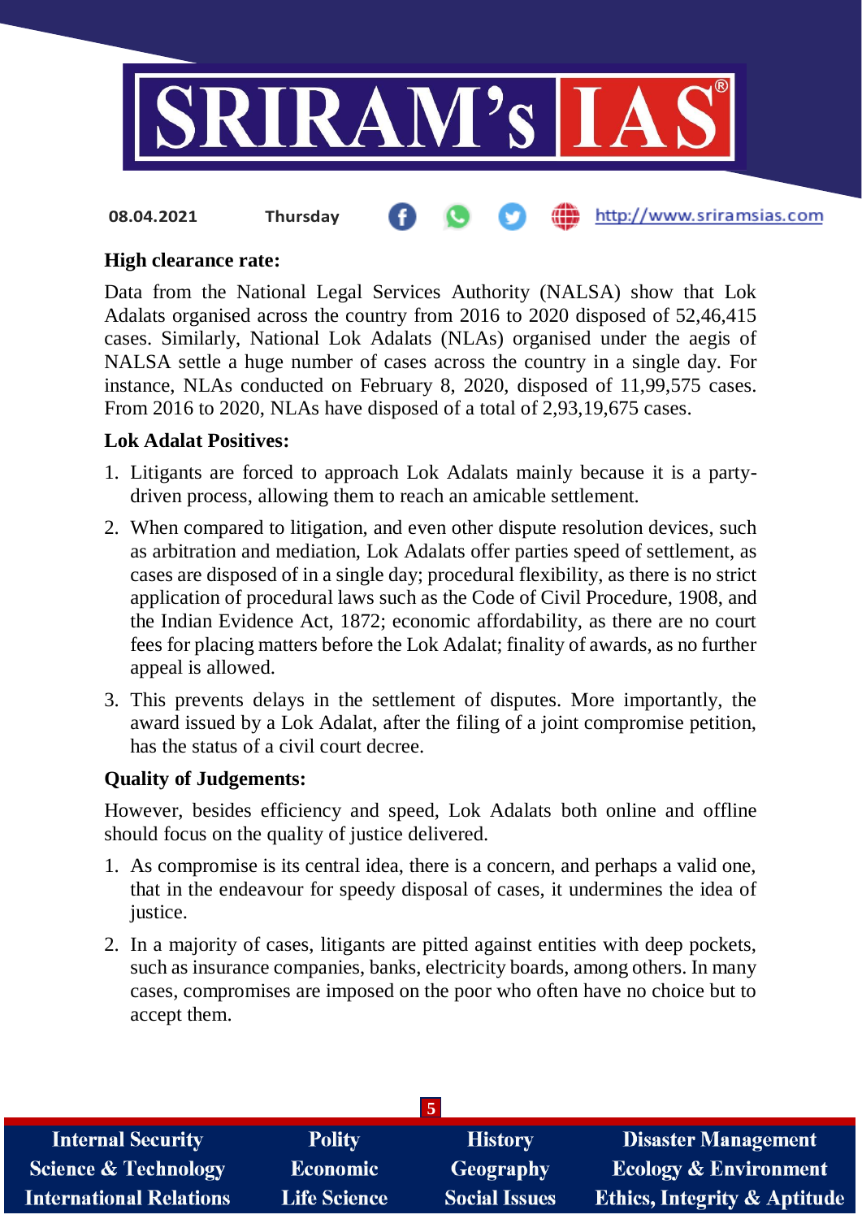**High clearance rate:**

Data from the National Legal Services Authority (NALSA) show that Lok Adalats organised across the country from 2016 to 2020 disposed of 52,46,415 cases. Similarly, National Lok Adalats (NLAs) organised under the aegis of NALSA settle a huge number of cases across the country in a single day. For instance, NLAs conducted on February 8, 2020, disposed of 11,99,575 cases. From 2016 to 2020, NLAs have disposed of a total of 2,93,19,675 cases.

**Lok Adalat Positives:**

1. Litigants are forced to approach Lok Adalats mainly because it is a party-driven process, allowing them to reach an amicable settlement.
2. When compared to litigation, and even other dispute resolution devices, such as arbitration and mediation, Lok Adalats offer parties speed of settlement, as cases are disposed of in a single day; procedural flexibility, as there is no strict application of procedural laws such as the Code of Civil Procedure, 1908, and the Indian Evidence Act, 1872; economic affordability, as there are no court fees for placing matters before the Lok Adalat; finality of awards, as no further appeal is allowed.
3. This prevents delays in the settlement of disputes. More importantly, the award issued by a Lok Adalat, after the filing of a joint compromise petition, has the status of a civil court decree.

**Quality of Judgements:**

However, besides efficiency and speed, Lok Adalats both online and offline should focus on the quality of justice delivered.

1. As compromise is its central idea, there is a concern, and perhaps a valid one, that in the endeavour for speedy disposal of cases, it undermines the idea of justice.
2. In a majority of cases, litigants are pitted against entities with deep pockets, such as insurance companies, banks, electricity boards, among others. In many cases, compromises are imposed on the poor who often have no choice but to accept them.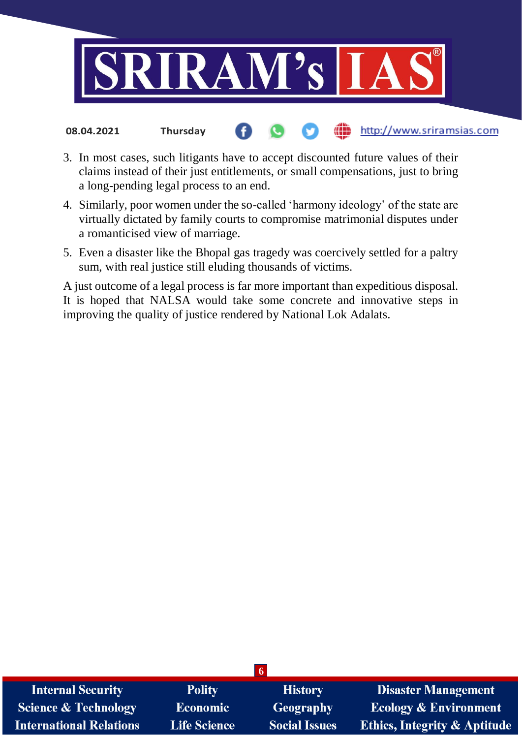3. In most cases, such litigants have to accept discounted future values of their claims instead of their just entitlements, or small compensations, just to bring a long-pending legal process to an end.
4. Similarly, poor women under the so-called 'harmony ideology' of the state are virtually dictated by family courts to compromise matrimonial disputes under a romanticised view of marriage.
5. Even a disaster like the Bhopal gas tragedy was coercively settled for a paltry sum, with real justice still eluding thousands of victims.

A just outcome of a legal process is far more important than expeditious disposal. It is hoped that NALSA would take some concrete and innovative steps in improving the quality of justice rendered by National Lok Adalats.